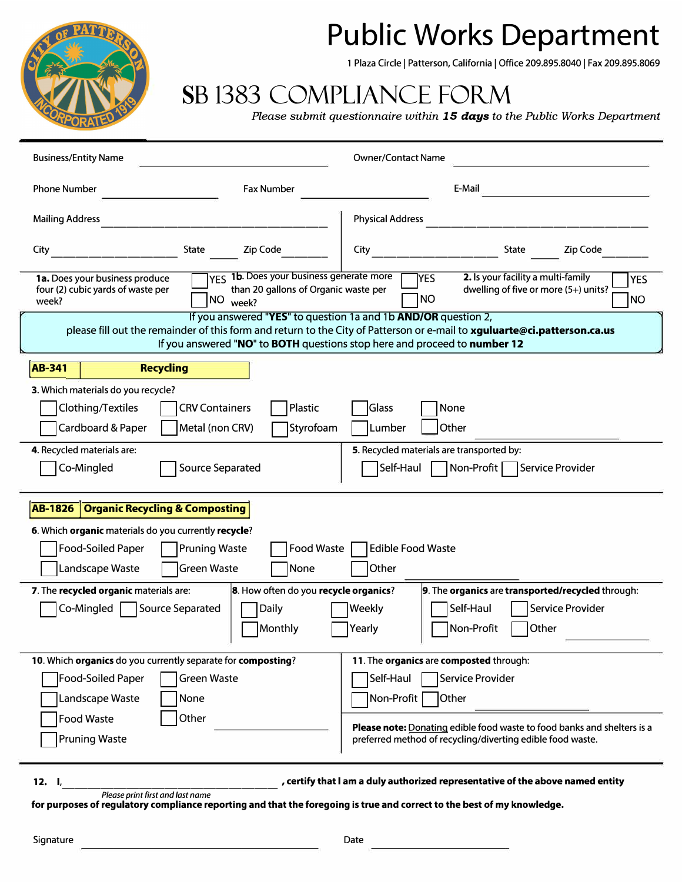# Public Works Department

1 Plaza Circle | Patterson, California | Office 209.895.8040 | Fax 209.895.8069

## SB 1383 Compliance Form

*Please submit questionnaire within **15 days** to the Public Works Department*

Business/Entity Name ______________________ Owner/Contact Name ______________________

Phone Number ______________ Fax Number ______________ E-Mail ______________________

Mailing Address ______________________ Physical Address ______________________

City ______________ State ____ Zip Code ______ City ______________ State ____ Zip Code ______

**1a.** Does your business produce four (2) cubic yards of waste per week? ☐ YES ☐ NO

**1b.** Does your business generate more than 20 gallons of Organic waste per week? ☐ YES ☐ NO

**2.** Is your facility a multi-family dwelling of five or more (5+) units? ☐ YES ☐ NO

If you answered **"YES"** to question 1a and 1b **AND/OR** question 2,
please fill out the remainder of this form and return to the City of Patterson or e-mail to **xguluarte@ci.patterson.ca.us**
If you answered **"NO"** to **BOTH** questions stop here and proceed to **number 12**

### AB-341 Recycling

**3.** Which materials do you recycle?

☐ Clothing/Textiles ☐ CRV Containers ☐ Plastic ☐ Glass ☐ None
☐ Cardboard & Paper ☐ Metal (non CRV) ☐ Styrofoam ☐ Lumber ☐ Other ______________

**4.** Recycled materials are:

☐ Co-Mingled ☐ Source Separated

**5.** Recycled materials are transported by:

☐ Self-Haul ☐ Non-Profit ☐ Service Provider

### AB-1826 Organic Recycling & Composting

**6.** Which **organic** materials do you currently **recycle**?

☐ Food-Soiled Paper ☐ Pruning Waste ☐ Food Waste ☐ Edible Food Waste
☐ Landscape Waste ☐ Green Waste ☐ None ☐ Other ______________

**7.** The **recycled organic** materials are:

☐ Co-Mingled ☐ Source Separated

**8.** How often do you **recycle organics**?

☐ Daily ☐ Weekly
☐ Monthly ☐ Yearly

**9.** The **organics** are **transported/recycled** through:

☐ Self-Haul ☐ Service Provider
☐ Non-Profit ☐ Other ______________

**10.** Which **organics** do you currently separate for **composting**?

☐ Food-Soiled Paper ☐ Green Waste
☐ Landscape Waste ☐ None
☐ Food Waste ☐ Other ______________
☐ Pruning Waste

**11.** The **organics** are **composted** through:

☐ Self-Haul ☐ Service Provider
☐ Non-Profit ☐ Other ______________

**Please note:** Donating edible food waste to food banks and shelters is a preferred method of recycling/diverting edible food waste.

**12. I,** ______________________ **, certify that I am a duly authorized representative of the above named entity for purposes of regulatory compliance reporting and that the foregoing is true and correct to the best of my knowledge.**

*Please print first and last name*

Signature ______________________ Date ______________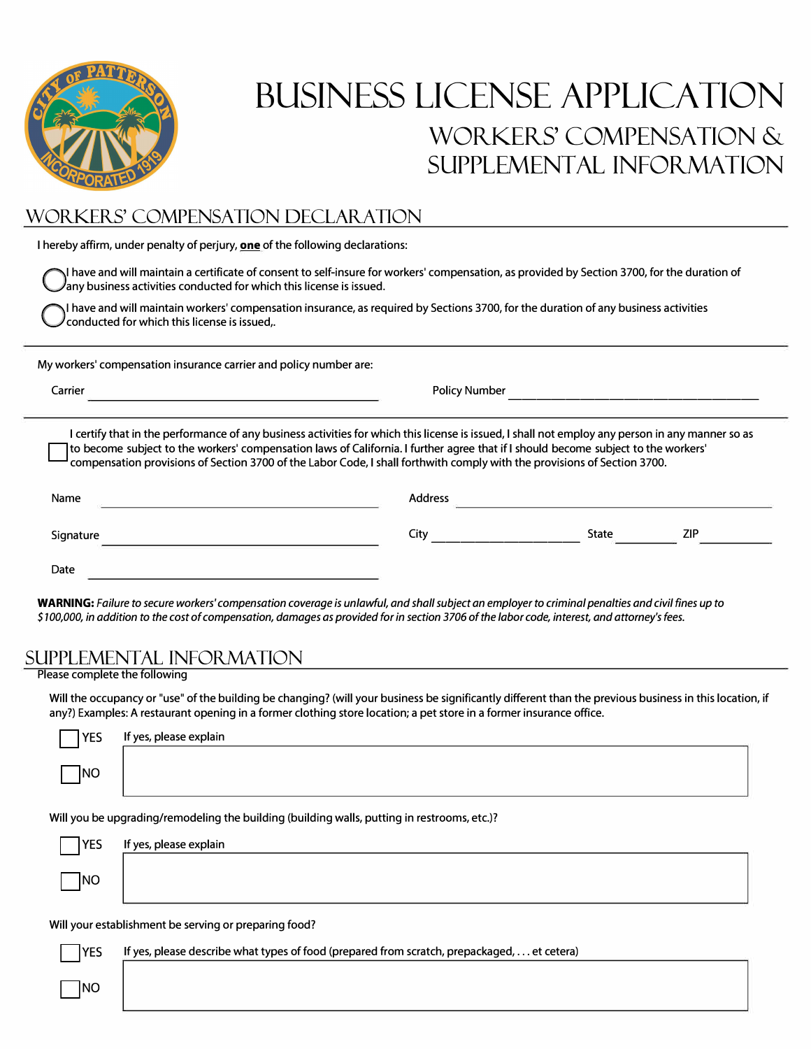# BUSINESS LICENSE APPLICATION

## WORKERS' COMPENSATION & SUPPLEMENTAL INFORMATION

## WORKERS' COMPENSATION DECLARATION

I hereby affirm, under penalty of perjury, **one** of the following declarations:

- ◯ I have and will maintain a certificate of consent to self-insure for workers' compensation, as provided by Section 3700, for the duration of any business activities conducted for which this license is issued.
- ◯ I have and will maintain workers' compensation insurance, as required by Sections 3700, for the duration of any business activities conducted for which this license is issued,.

My workers' compensation insurance carrier and policy number are:

Carrier ______________________ Policy Number ______________________

☐ I certify that in the performance of any business activities for which this license is issued, I shall not employ any person in any manner so as to become subject to the workers' compensation laws of California. I further agree that if I should become subject to the workers' compensation provisions of Section 3700 of the Labor Code, I shall forthwith comply with the provisions of Section 3700.

Name ______________________ Address ______________________

Signature ______________________ City ____________ State ________ ZIP ________

Date ______________________

**WARNING:** *Failure to secure workers' compensation coverage is unlawful, and shall subject an employer to criminal penalties and civil fines up to $100,000, in addition to the cost of compensation, damages as provided for in section 3706 of the labor code, interest, and attorney's fees.*

## SUPPLEMENTAL INFORMATION

Please complete the following

Will the occupancy or "use" of the building be changing? (will your business be significantly different than the previous business in this location, if any?) Examples: A restaurant opening in a former clothing store location; a pet store in a former insurance office.

☐ YES If yes, please explain

☐ NO

Will you be upgrading/remodeling the building (building walls, putting in restrooms, etc.)?

☐ YES If yes, please explain

☐ NO

Will your establishment be serving or preparing food?

☐ YES If yes, please describe what types of food (prepared from scratch, prepackaged, . . . et cetera)

☐ NO